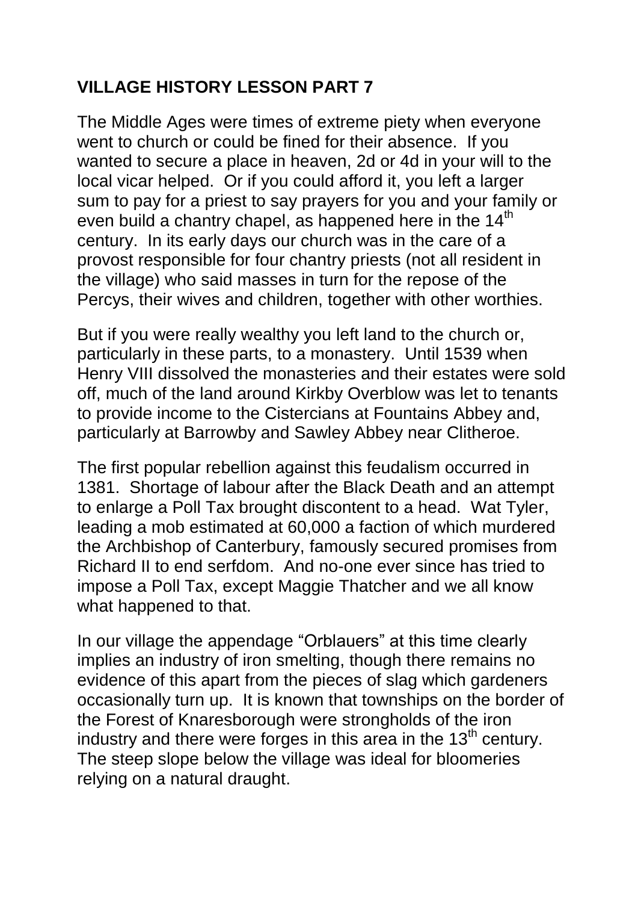## VILLAGE HISTORY LESSON PART 7

The Middle Ages were times of extreme piety when everyone went to church or could be fined for their absence. If you wanted to secure a place in heaven, 2d or 4d in your will to the local vicar helped. Or if you could afford it, you left a larger sum to pay for a priest to say prayers for you and your family or even build a chantry chapel, as happened here in the 14th century. In its early days our church was in the care of a provost responsible for four chantry priests (not all resident in the village) who said masses in turn for the repose of the Percys, their wives and children, together with other worthies.

But if you were really wealthy you left land to the church or, particularly in these parts, to a monastery. Until 1539 when Henry VIII dissolved the monasteries and their estates were sold off, much of the land around Kirkby Overblow was let to tenants to provide income to the Cistercians at Fountains Abbey and, particularly at Barrowby and Sawley Abbey near Clitheroe.

The first popular rebellion against this feudalism occurred in 1381. Shortage of labour after the Black Death and an attempt to enlarge a Poll Tax brought discontent to a head. Wat Tyler, leading a mob estimated at 60,000 a faction of which murdered the Archbishop of Canterbury, famously secured promises from Richard II to end serfdom. And no-one ever since has tried to impose a Poll Tax, except Maggie Thatcher and we all know what happened to that.

In our village the appendage “Orblauers” at this time clearly implies an industry of iron smelting, though there remains no evidence of this apart from the pieces of slag which gardeners occasionally turn up. It is known that townships on the border of the Forest of Knaresborough were strongholds of the iron industry and there were forges in this area in the 13th century. The steep slope below the village was ideal for bloomeries relying on a natural draught.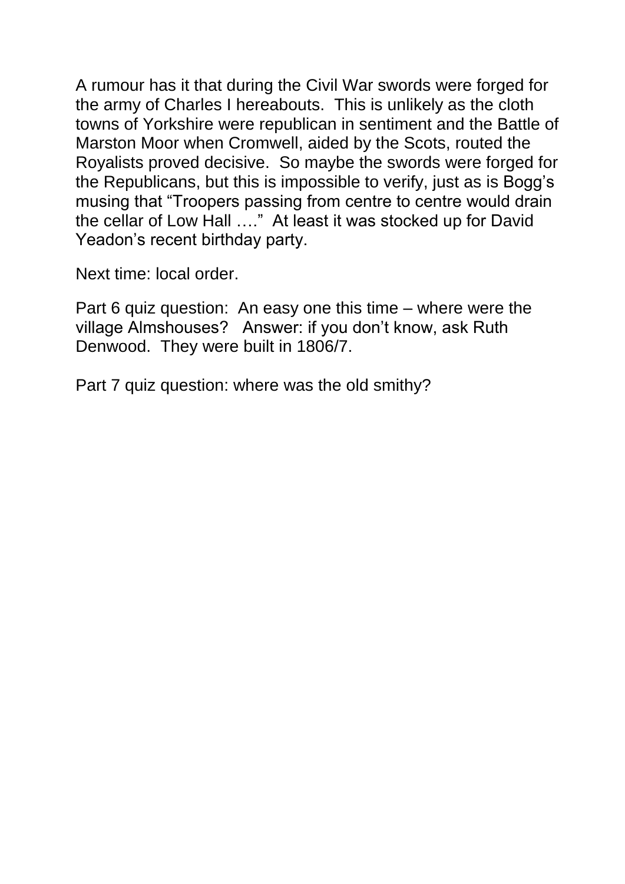A rumour has it that during the Civil War swords were forged for the army of Charles I hereabouts. This is unlikely as the cloth towns of Yorkshire were republican in sentiment and the Battle of Marston Moor when Cromwell, aided by the Scots, routed the Royalists proved decisive. So maybe the swords were forged for the Republicans, but this is impossible to verify, just as is Bogg's musing that "Troopers passing from centre to centre would drain the cellar of Low Hall …." At least it was stocked up for David Yeadon's recent birthday party.

Next time: local order.

Part 6 quiz question: An easy one this time – where were the village Almshouses? Answer: if you don't know, ask Ruth Denwood. They were built in 1806/7.

Part 7 quiz question: where was the old smithy?